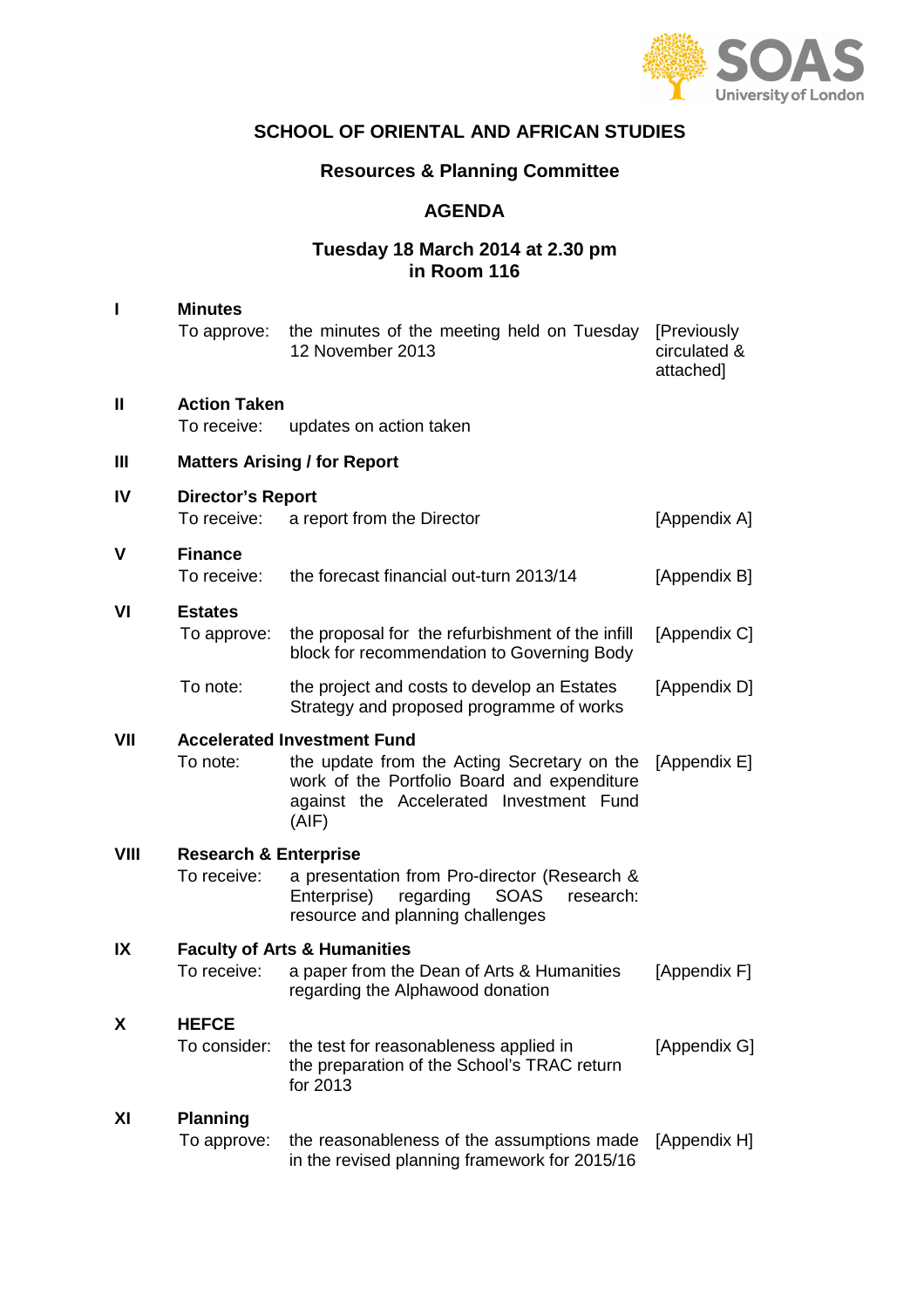# SCHOOL OF ORIENTAL AND AFRICAN STUDIES

## Resources & Planning Committee

## AGENDA

### Tuesday 18 March 2014 at 2.30 pm
### in Room 116

| | | | |
|---|---|---|---|
| **I** | **Minutes** | | |
| | To approve: | the minutes of the meeting held on Tuesday 12 November 2013 | [Previously circulated & attached] |
| **II** | **Action Taken** | | |
| | To receive: | updates on action taken | |
| **III** | **Matters Arising / for Report** | | |
| **IV** | **Director's Report** | | |
| | To receive: | a report from the Director | [Appendix A] |
| **V** | **Finance** | | |
| | To receive: | the forecast financial out-turn 2013/14 | [Appendix B] |
| **VI** | **Estates** | | |
| | To approve: | the proposal for the refurbishment of the infill block for recommendation to Governing Body | [Appendix C] |
| | To note: | the project and costs to develop an Estates Strategy and proposed programme of works | [Appendix D] |
| **VII** | **Accelerated Investment Fund** | | |
| | To note: | the update from the Acting Secretary on the work of the Portfolio Board and expenditure against the Accelerated Investment Fund (AIF) | [Appendix E] |
| **VIII** | **Research & Enterprise** | | |
| | To receive: | a presentation from Pro-director (Research & Enterprise) regarding SOAS research: resource and planning challenges | |
| **IX** | **Faculty of Arts & Humanities** | | |
| | To receive: | a paper from the Dean of Arts & Humanities regarding the Alphawood donation | [Appendix F] |
| **X** | **HEFCE** | | |
| | To consider: | the test for reasonableness applied in the preparation of the School's TRAC return for 2013 | [Appendix G] |
| **XI** | **Planning** | | |
| | To approve: | the reasonableness of the assumptions made in the revised planning framework for 2015/16 | [Appendix H] |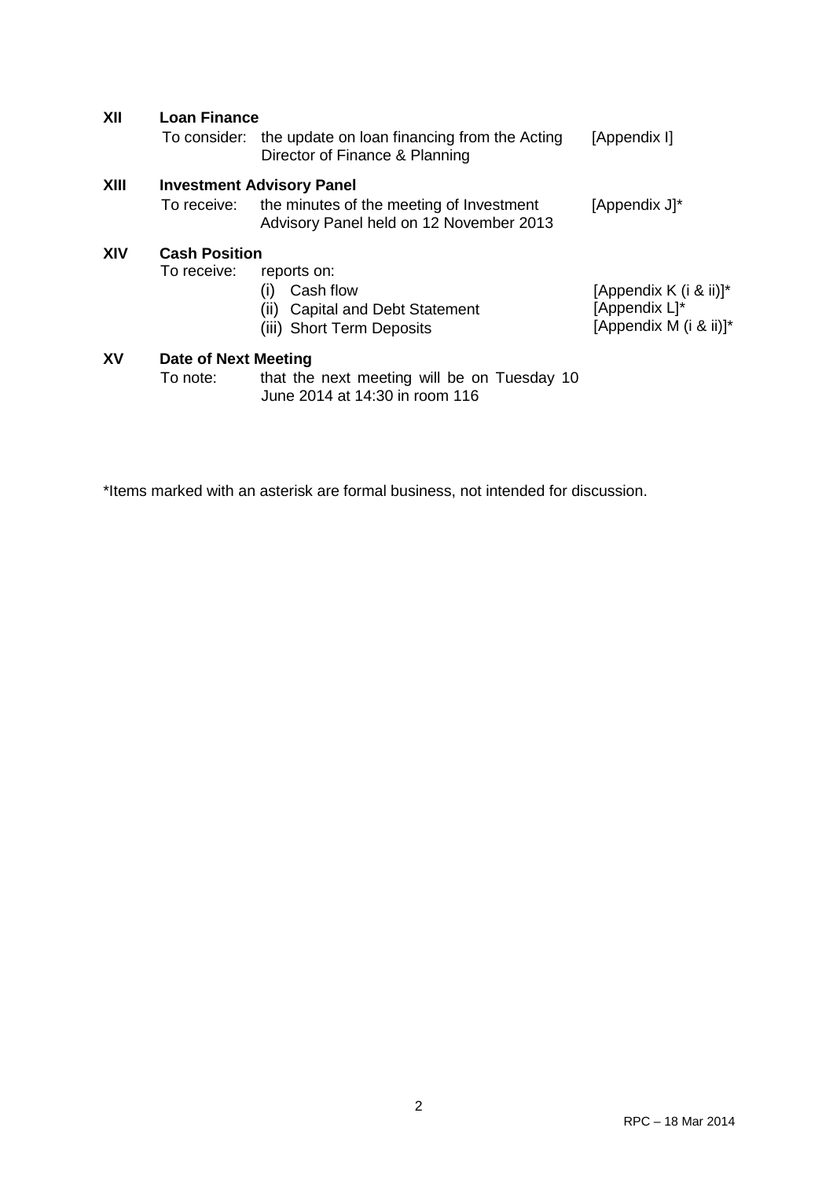**XII Loan Finance**

To consider: the update on loan financing from the Acting Director of Finance & Planning [Appendix I]

**XIII Investment Advisory Panel**

To receive: the minutes of the meeting of Investment Advisory Panel held on 12 November 2013 [Appendix J]*

**XIV Cash Position**

To receive: reports on:

(i) Cash flow [Appendix K (i & ii)]*
(ii) Capital and Debt Statement [Appendix L]*
(iii) Short Term Deposits [Appendix M (i & ii)]*

**XV Date of Next Meeting**

To note: that the next meeting will be on Tuesday 10 June 2014 at 14:30 in room 116

*Items marked with an asterisk are formal business, not intended for discussion.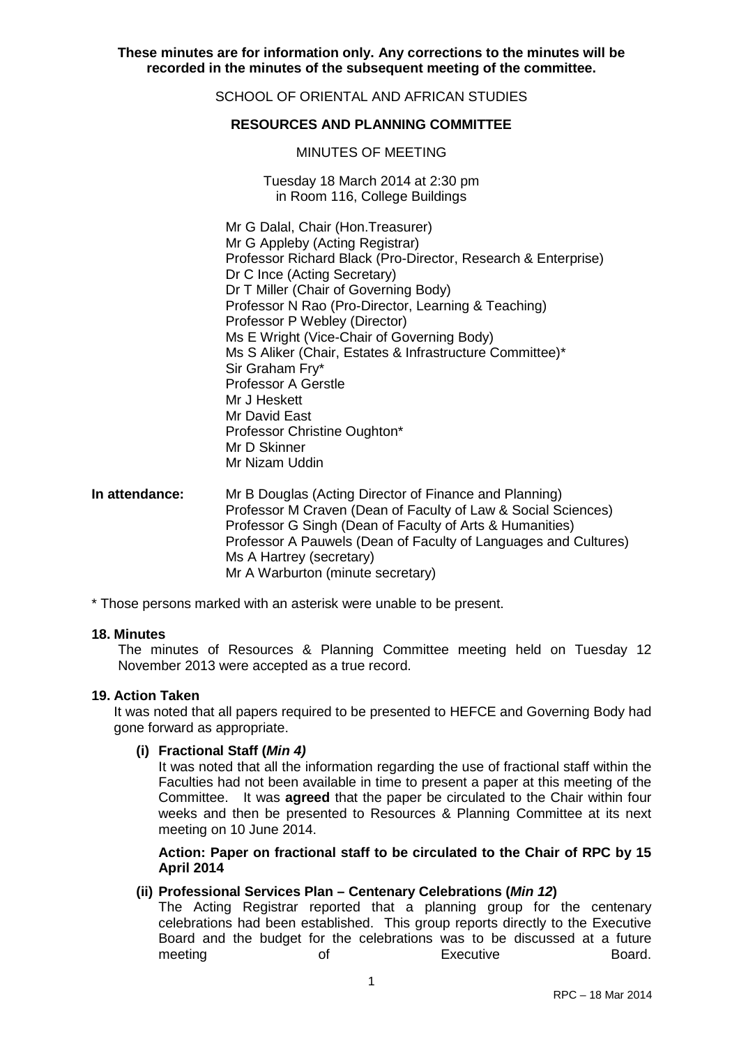**These minutes are for information only. Any corrections to the minutes will be recorded in the minutes of the subsequent meeting of the committee.**

SCHOOL OF ORIENTAL AND AFRICAN STUDIES

**RESOURCES AND PLANNING COMMITTEE**

MINUTES OF MEETING

Tuesday 18 March 2014 at 2:30 pm
in Room 116, College Buildings

Mr G Dalal, Chair (Hon.Treasurer)
Mr G Appleby (Acting Registrar)
Professor Richard Black (Pro-Director, Research & Enterprise)
Dr C Ince (Acting Secretary)
Dr T Miller (Chair of Governing Body)
Professor N Rao (Pro-Director, Learning & Teaching)
Professor P Webley (Director)
Ms E Wright (Vice-Chair of Governing Body)
Ms S Aliker (Chair, Estates & Infrastructure Committee)*
Sir Graham Fry*
Professor A Gerstle
Mr J Heskett
Mr David East
Professor Christine Oughton*
Mr D Skinner
Mr Nizam Uddin

**In attendance:** Mr B Douglas (Acting Director of Finance and Planning)
Professor M Craven (Dean of Faculty of Law & Social Sciences)
Professor G Singh (Dean of Faculty of Arts & Humanities)
Professor A Pauwels (Dean of Faculty of Languages and Cultures)
Ms A Hartrey (secretary)
Mr A Warburton (minute secretary)

\* Those persons marked with an asterisk were unable to be present.

**18. Minutes**

The minutes of Resources & Planning Committee meeting held on Tuesday 12 November 2013 were accepted as a true record.

**19. Action Taken**

It was noted that all papers required to be presented to HEFCE and Governing Body had gone forward as appropriate.

**(i) Fractional Staff (*Min 4)***

It was noted that all the information regarding the use of fractional staff within the Faculties had not been available in time to present a paper at this meeting of the Committee. It was **agreed** that the paper be circulated to the Chair within four weeks and then be presented to Resources & Planning Committee at its next meeting on 10 June 2014.

**Action: Paper on fractional staff to be circulated to the Chair of RPC by 15 April 2014**

**(ii) Professional Services Plan – Centenary Celebrations (*Min 12*)**

The Acting Registrar reported that a planning group for the centenary celebrations had been established. This group reports directly to the Executive Board and the budget for the celebrations was to be discussed at a future meeting of Executive Board.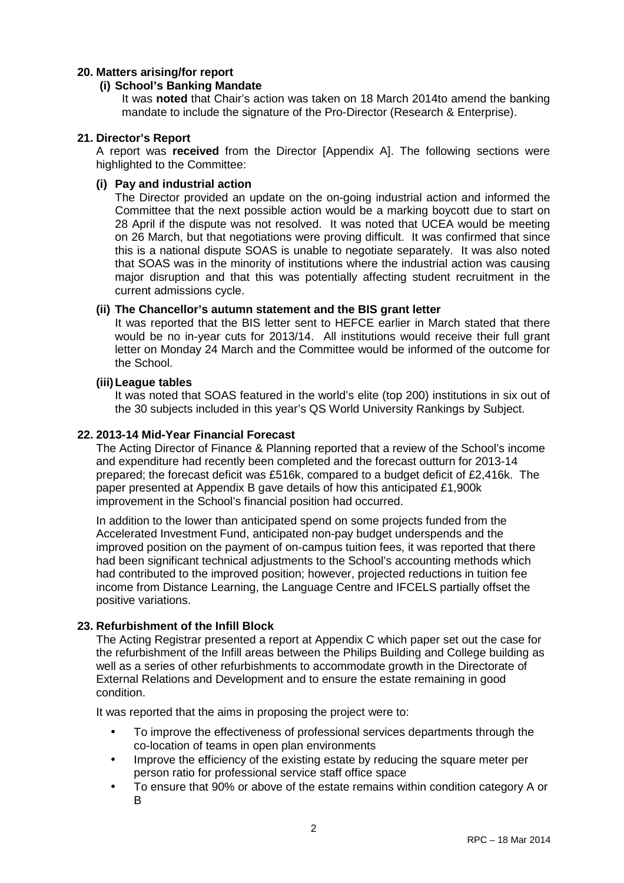## 20. Matters arising/for report

### (i) School's Banking Mandate

It was **noted** that Chair's action was taken on 18 March 2014to amend the banking mandate to include the signature of the Pro-Director (Research & Enterprise).

## 21. Director's Report

A report was **received** from the Director [Appendix A]. The following sections were highlighted to the Committee:

### (i) Pay and industrial action

The Director provided an update on the on-going industrial action and informed the Committee that the next possible action would be a marking boycott due to start on 28 April if the dispute was not resolved. It was noted that UCEA would be meeting on 26 March, but that negotiations were proving difficult. It was confirmed that since this is a national dispute SOAS is unable to negotiate separately. It was also noted that SOAS was in the minority of institutions where the industrial action was causing major disruption and that this was potentially affecting student recruitment in the current admissions cycle.

### (ii) The Chancellor's autumn statement and the BIS grant letter

It was reported that the BIS letter sent to HEFCE earlier in March stated that there would be no in-year cuts for 2013/14. All institutions would receive their full grant letter on Monday 24 March and the Committee would be informed of the outcome for the School.

### (iii) League tables

It was noted that SOAS featured in the world's elite (top 200) institutions in six out of the 30 subjects included in this year's QS World University Rankings by Subject.

## 22. 2013-14 Mid-Year Financial Forecast

The Acting Director of Finance & Planning reported that a review of the School's income and expenditure had recently been completed and the forecast outturn for 2013-14 prepared; the forecast deficit was £516k, compared to a budget deficit of £2,416k. The paper presented at Appendix B gave details of how this anticipated £1,900k improvement in the School's financial position had occurred.

In addition to the lower than anticipated spend on some projects funded from the Accelerated Investment Fund, anticipated non-pay budget underspends and the improved position on the payment of on-campus tuition fees, it was reported that there had been significant technical adjustments to the School's accounting methods which had contributed to the improved position; however, projected reductions in tuition fee income from Distance Learning, the Language Centre and IFCELS partially offset the positive variations.

## 23. Refurbishment of the Infill Block

The Acting Registrar presented a report at Appendix C which paper set out the case for the refurbishment of the Infill areas between the Philips Building and College building as well as a series of other refurbishments to accommodate growth in the Directorate of External Relations and Development and to ensure the estate remaining in good condition.

It was reported that the aims in proposing the project were to:

- To improve the effectiveness of professional services departments through the co-location of teams in open plan environments
- Improve the efficiency of the existing estate by reducing the square meter per person ratio for professional service staff office space
- To ensure that 90% or above of the estate remains within condition category A or B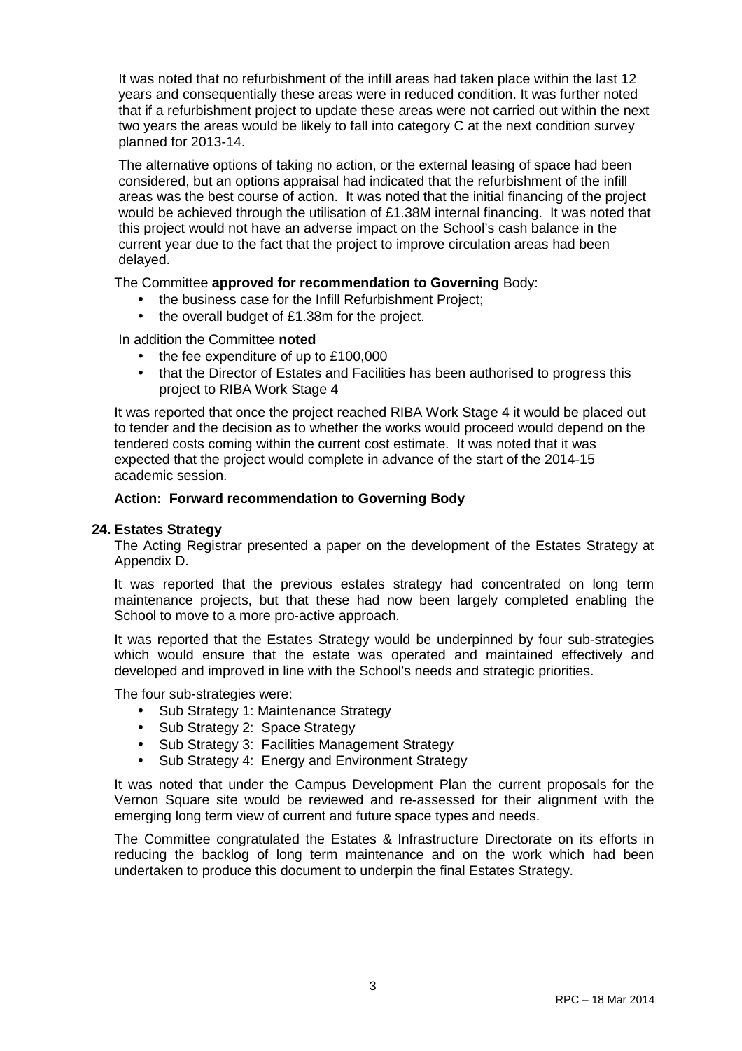It was noted that no refurbishment of the infill areas had taken place within the last 12 years and consequentially these areas were in reduced condition. It was further noted that if a refurbishment project to update these areas were not carried out within the next two years the areas would be likely to fall into category C at the next condition survey planned for 2013-14.

The alternative options of taking no action, or the external leasing of space had been considered, but an options appraisal had indicated that the refurbishment of the infill areas was the best course of action. It was noted that the initial financing of the project would be achieved through the utilisation of £1.38M internal financing. It was noted that this project would not have an adverse impact on the School's cash balance in the current year due to the fact that the project to improve circulation areas had been delayed.

The Committee **approved for recommendation to Governing** Body:

- the business case for the Infill Refurbishment Project;
- the overall budget of £1.38m for the project.

In addition the Committee **noted**

- the fee expenditure of up to £100,000
- that the Director of Estates and Facilities has been authorised to progress this project to RIBA Work Stage 4

It was reported that once the project reached RIBA Work Stage 4 it would be placed out to tender and the decision as to whether the works would proceed would depend on the tendered costs coming within the current cost estimate. It was noted that it was expected that the project would complete in advance of the start of the 2014-15 academic session.

**Action: Forward recommendation to Governing Body**

**24. Estates Strategy**

The Acting Registrar presented a paper on the development of the Estates Strategy at Appendix D.

It was reported that the previous estates strategy had concentrated on long term maintenance projects, but that these had now been largely completed enabling the School to move to a more pro-active approach.

It was reported that the Estates Strategy would be underpinned by four sub-strategies which would ensure that the estate was operated and maintained effectively and developed and improved in line with the School's needs and strategic priorities.

The four sub-strategies were:

- Sub Strategy 1: Maintenance Strategy
- Sub Strategy 2: Space Strategy
- Sub Strategy 3: Facilities Management Strategy
- Sub Strategy 4: Energy and Environment Strategy

It was noted that under the Campus Development Plan the current proposals for the Vernon Square site would be reviewed and re-assessed for their alignment with the emerging long term view of current and future space types and needs.

The Committee congratulated the Estates & Infrastructure Directorate on its efforts in reducing the backlog of long term maintenance and on the work which had been undertaken to produce this document to underpin the final Estates Strategy.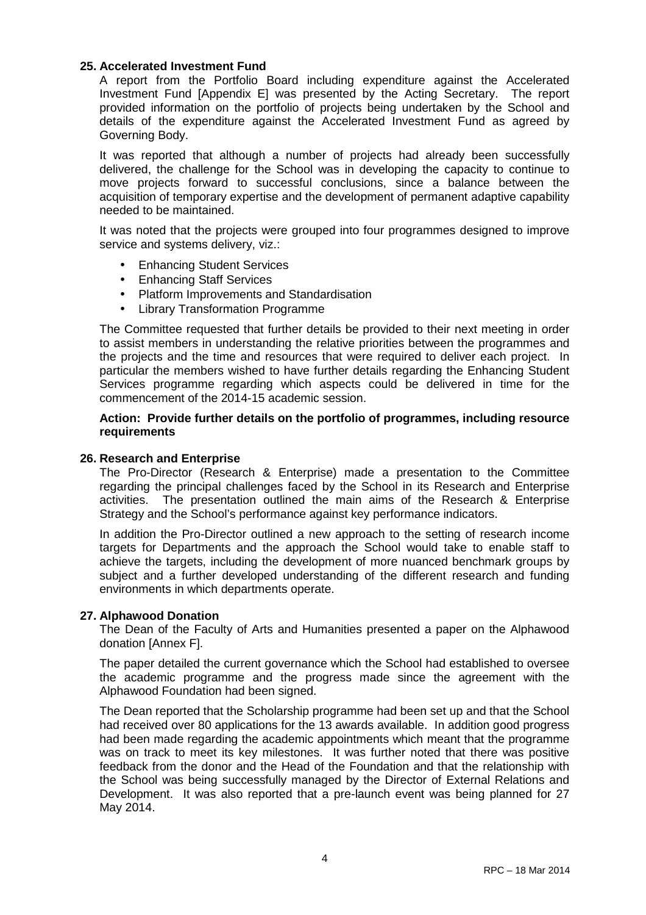### 25. Accelerated Investment Fund

A report from the Portfolio Board including expenditure against the Accelerated Investment Fund [Appendix E] was presented by the Acting Secretary. The report provided information on the portfolio of projects being undertaken by the School and details of the expenditure against the Accelerated Investment Fund as agreed by Governing Body.

It was reported that although a number of projects had already been successfully delivered, the challenge for the School was in developing the capacity to continue to move projects forward to successful conclusions, since a balance between the acquisition of temporary expertise and the development of permanent adaptive capability needed to be maintained.

It was noted that the projects were grouped into four programmes designed to improve service and systems delivery, viz.:

- Enhancing Student Services
- Enhancing Staff Services
- Platform Improvements and Standardisation
- Library Transformation Programme

The Committee requested that further details be provided to their next meeting in order to assist members in understanding the relative priorities between the programmes and the projects and the time and resources that were required to deliver each project. In particular the members wished to have further details regarding the Enhancing Student Services programme regarding which aspects could be delivered in time for the commencement of the 2014-15 academic session.

**Action: Provide further details on the portfolio of programmes, including resource requirements**

### 26. Research and Enterprise

The Pro-Director (Research & Enterprise) made a presentation to the Committee regarding the principal challenges faced by the School in its Research and Enterprise activities. The presentation outlined the main aims of the Research & Enterprise Strategy and the School's performance against key performance indicators.

In addition the Pro-Director outlined a new approach to the setting of research income targets for Departments and the approach the School would take to enable staff to achieve the targets, including the development of more nuanced benchmark groups by subject and a further developed understanding of the different research and funding environments in which departments operate.

### 27. Alphawood Donation

The Dean of the Faculty of Arts and Humanities presented a paper on the Alphawood donation [Annex F].

The paper detailed the current governance which the School had established to oversee the academic programme and the progress made since the agreement with the Alphawood Foundation had been signed.

The Dean reported that the Scholarship programme had been set up and that the School had received over 80 applications for the 13 awards available. In addition good progress had been made regarding the academic appointments which meant that the programme was on track to meet its key milestones. It was further noted that there was positive feedback from the donor and the Head of the Foundation and that the relationship with the School was being successfully managed by the Director of External Relations and Development. It was also reported that a pre-launch event was being planned for 27 May 2014.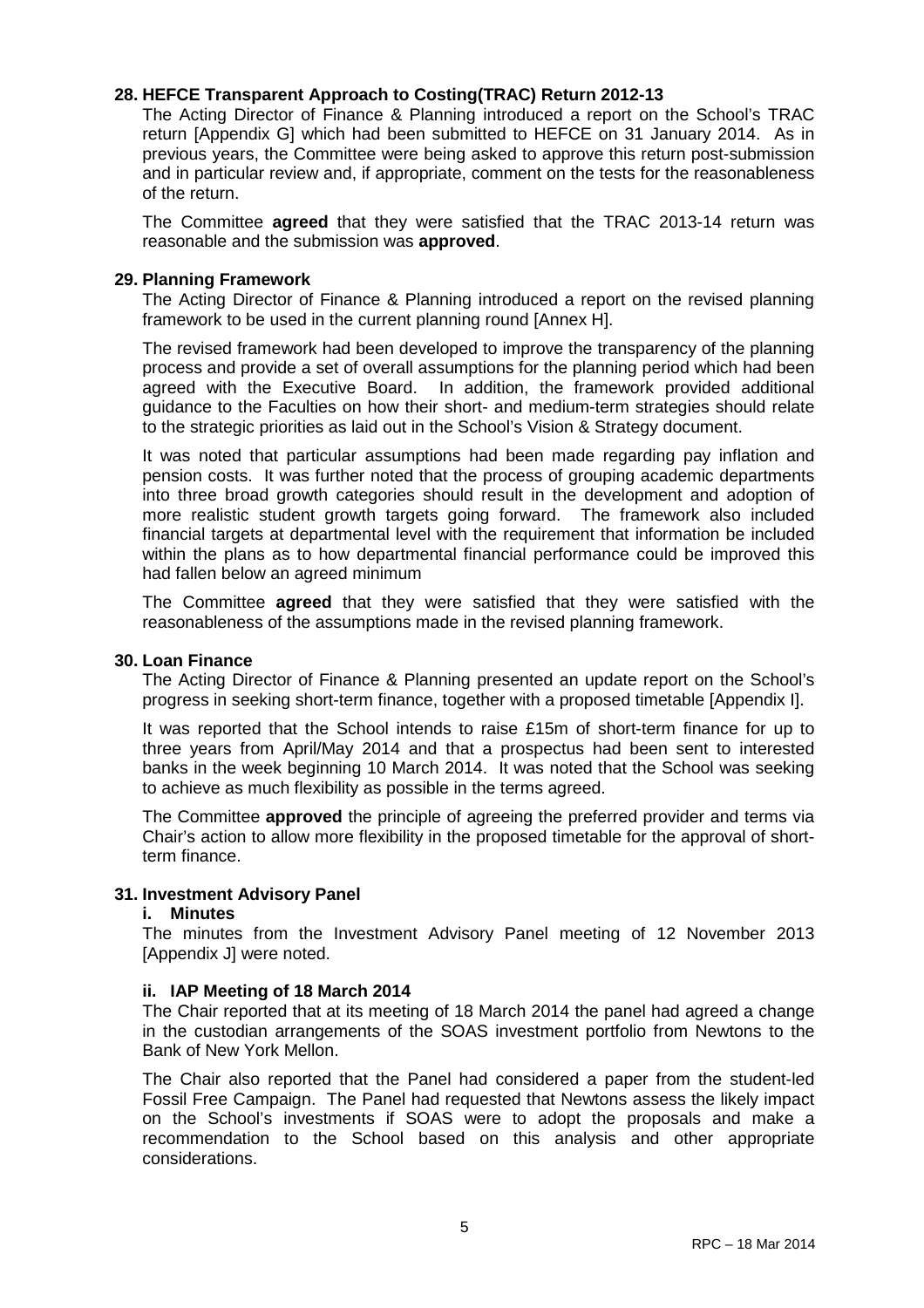### 28. HEFCE Transparent Approach to Costing(TRAC) Return 2012-13

The Acting Director of Finance & Planning introduced a report on the School's TRAC return [Appendix G] which had been submitted to HEFCE on 31 January 2014. As in previous years, the Committee were being asked to approve this return post-submission and in particular review and, if appropriate, comment on the tests for the reasonableness of the return.

The Committee **agreed** that they were satisfied that the TRAC 2013-14 return was reasonable and the submission was **approved**.

### 29. Planning Framework

The Acting Director of Finance & Planning introduced a report on the revised planning framework to be used in the current planning round [Annex H].

The revised framework had been developed to improve the transparency of the planning process and provide a set of overall assumptions for the planning period which had been agreed with the Executive Board. In addition, the framework provided additional guidance to the Faculties on how their short- and medium-term strategies should relate to the strategic priorities as laid out in the School's Vision & Strategy document.

It was noted that particular assumptions had been made regarding pay inflation and pension costs. It was further noted that the process of grouping academic departments into three broad growth categories should result in the development and adoption of more realistic student growth targets going forward. The framework also included financial targets at departmental level with the requirement that information be included within the plans as to how departmental financial performance could be improved this had fallen below an agreed minimum

The Committee **agreed** that they were satisfied that they were satisfied with the reasonableness of the assumptions made in the revised planning framework.

### 30. Loan Finance

The Acting Director of Finance & Planning presented an update report on the School's progress in seeking short-term finance, together with a proposed timetable [Appendix I].

It was reported that the School intends to raise £15m of short-term finance for up to three years from April/May 2014 and that a prospectus had been sent to interested banks in the week beginning 10 March 2014. It was noted that the School was seeking to achieve as much flexibility as possible in the terms agreed.

The Committee **approved** the principle of agreeing the preferred provider and terms via Chair's action to allow more flexibility in the proposed timetable for the approval of short-term finance.

### 31. Investment Advisory Panel

#### i. Minutes

The minutes from the Investment Advisory Panel meeting of 12 November 2013 [Appendix J] were noted.

#### ii. IAP Meeting of 18 March 2014

The Chair reported that at its meeting of 18 March 2014 the panel had agreed a change in the custodian arrangements of the SOAS investment portfolio from Newtons to the Bank of New York Mellon.

The Chair also reported that the Panel had considered a paper from the student-led Fossil Free Campaign. The Panel had requested that Newtons assess the likely impact on the School's investments if SOAS were to adopt the proposals and make a recommendation to the School based on this analysis and other appropriate considerations.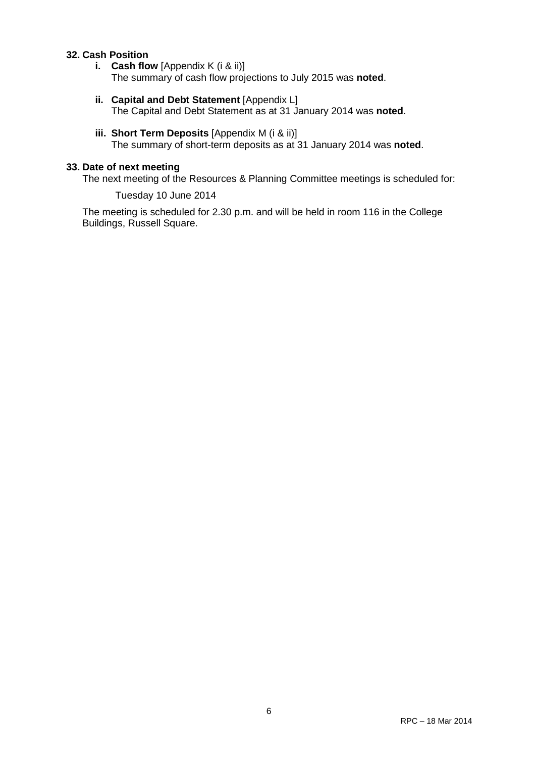**32. Cash Position**

- **i. Cash flow** [Appendix K (i & ii)]
  The summary of cash flow projections to July 2015 was **noted**.

- **ii. Capital and Debt Statement** [Appendix L]
  The Capital and Debt Statement as at 31 January 2014 was **noted**.

- **iii. Short Term Deposits** [Appendix M (i & ii)]
  The summary of short-term deposits as at 31 January 2014 was **noted**.

**33. Date of next meeting**

The next meeting of the Resources & Planning Committee meetings is scheduled for:

Tuesday 10 June 2014

The meeting is scheduled for 2.30 p.m. and will be held in room 116 in the College Buildings, Russell Square.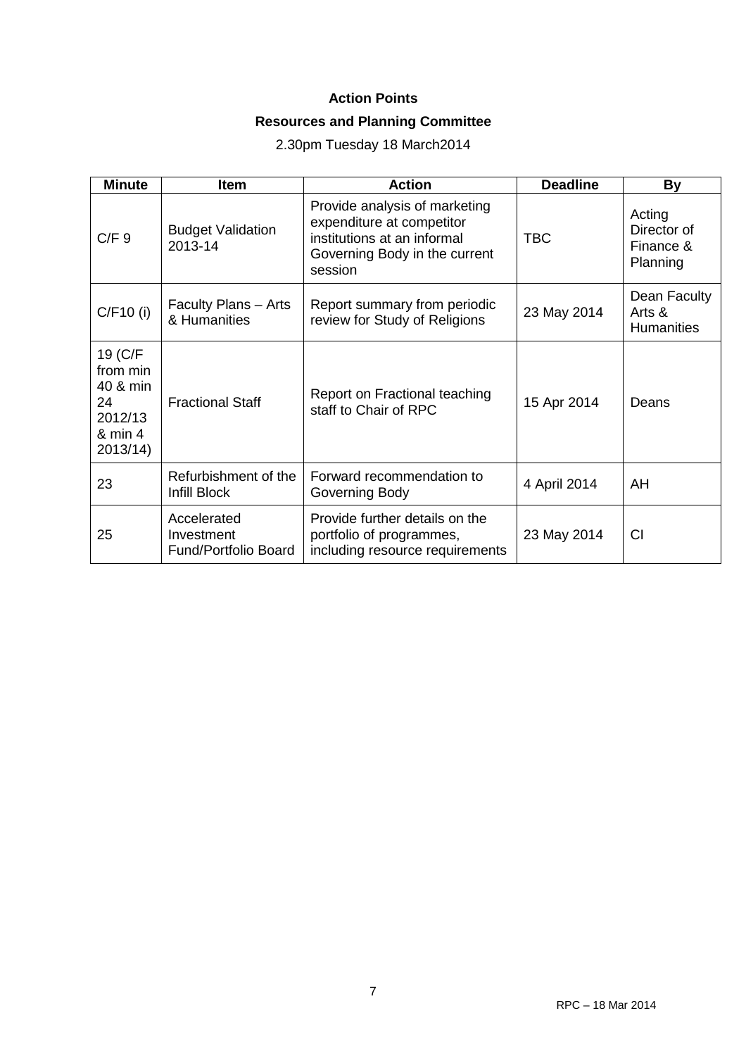**Action Points**

**Resources and Planning Committee**

2.30pm Tuesday 18 March2014

| Minute | Item | Action | Deadline | By |
|---|---|---|---|---|
| C/F 9 | Budget Validation 2013-14 | Provide analysis of marketing expenditure at competitor institutions at an informal Governing Body in the current session | TBC | Acting Director of Finance & Planning |
| C/F10 (i) | Faculty Plans – Arts & Humanities | Report summary from periodic review for Study of Religions | 23 May 2014 | Dean Faculty Arts & Humanities |
| 19 (C/F from min 40 & min 24 2012/13 & min 4 2013/14) | Fractional Staff | Report on Fractional teaching staff to Chair of RPC | 15 Apr 2014 | Deans |
| 23 | Refurbishment of the Infill Block | Forward recommendation to Governing Body | 4 April 2014 | AH |
| 25 | Accelerated Investment Fund/Portfolio Board | Provide further details on the portfolio of programmes, including resource requirements | 23 May 2014 | CI |